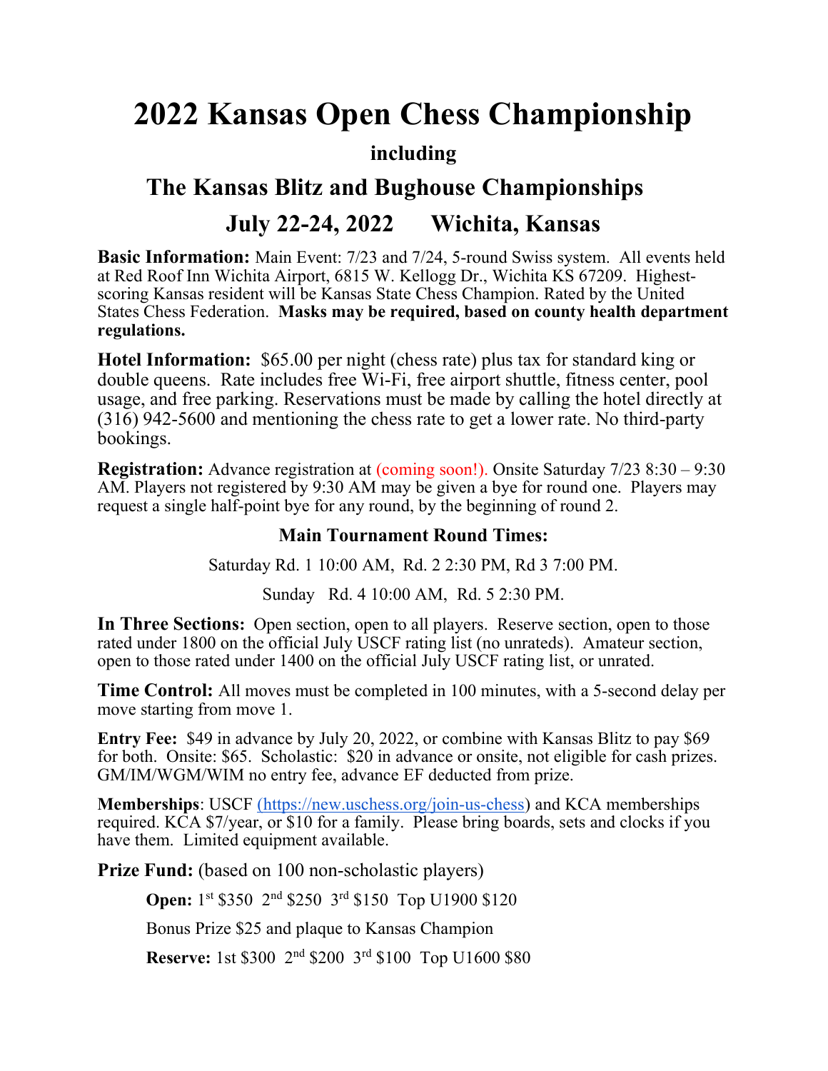# 2022 Kansas Open Chess Championship

### including

## The Kansas Blitz and Bughouse Championships

## July 22-24, 2022 Wichita, Kansas

**Basic Information:** Main Event: 7/23 and 7/24, 5-round Swiss system. All events held at Red Roof Inn Wichita Airport, 6815 W. Kellogg Dr., Wichita KS 67209. Highest-scoring Kansas resident will be Kansas State Chess Champion. Rated by the United States Chess Federation. **Masks may be required, based on county health department regulations.**

**Hotel Information:** $65.00 per night (chess rate) plus tax for standard king or double queens. Rate includes free Wi-Fi, free airport shuttle, fitness center, pool usage, and free parking. Reservations must be made by calling the hotel directly at (316) 942-5600 and mentioning the chess rate to get a lower rate. No third-party bookings.

**Registration:** Advance registration at (coming soon!). Onsite Saturday 7/23 8:30 – 9:30 AM. Players not registered by 9:30 AM may be given a bye for round one. Players may request a single half-point bye for any round, by the beginning of round 2.

**Main Tournament Round Times:**

Saturday Rd. 1 10:00 AM, Rd. 2 2:30 PM, Rd 3 7:00 PM.

Sunday Rd. 4 10:00 AM, Rd. 5 2:30 PM.

**In Three Sections:** Open section, open to all players. Reserve section, open to those rated under 1800 on the official July USCF rating list (no unrateds). Amateur section, open to those rated under 1400 on the official July USCF rating list, or unrated.

**Time Control:** All moves must be completed in 100 minutes, with a 5-second delay per move starting from move 1.

**Entry Fee:** $49 in advance by July 20, 2022, or combine with Kansas Blitz to pay $69 for both. Onsite: $65. Scholastic: $20 in advance or onsite, not eligible for cash prizes. GM/IM/WGM/WIM no entry fee, advance EF deducted from prize.

**Memberships**: USCF (https://new.uschess.org/join-us-chess) and KCA memberships required. KCA $7/year, or $10 for a family. Please bring boards, sets and clocks if you have them. Limited equipment available.

**Prize Fund:** (based on 100 non-scholastic players)

**Open:** 1st $350 2nd $250 3rd $150 Top U1900 $120

Bonus Prize $25 and plaque to Kansas Champion

**Reserve:** 1st $300 2nd $200 3rd $100 Top U1600 $80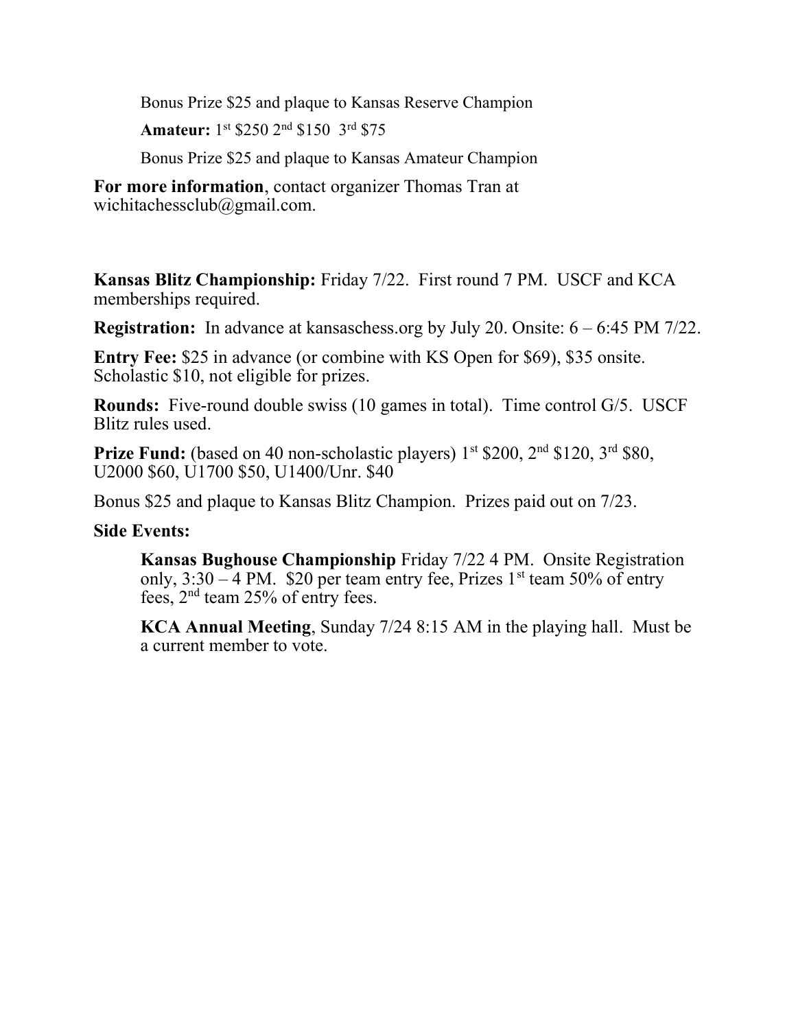Bonus Prize $25 and plaque to Kansas Reserve Champion

**Amateur:** 1st $250 2nd $150 3rd $75

Bonus Prize $25 and plaque to Kansas Amateur Champion

**For more information**, contact organizer Thomas Tran at wichitachessclub@gmail.com.

**Kansas Blitz Championship:** Friday 7/22. First round 7 PM. USCF and KCA memberships required.

**Registration:** In advance at kansaschess.org by July 20. Onsite: 6 – 6:45 PM 7/22.

**Entry Fee:** $25 in advance (or combine with KS Open for $69), $35 onsite. Scholastic $10, not eligible for prizes.

**Rounds:** Five-round double swiss (10 games in total). Time control G/5. USCF Blitz rules used.

**Prize Fund:** (based on 40 non-scholastic players) 1st $200, 2nd $120, 3rd $80, U2000 $60, U1700 $50, U1400/Unr. $40

Bonus $25 and plaque to Kansas Blitz Champion. Prizes paid out on 7/23.

**Side Events:**

**Kansas Bughouse Championship** Friday 7/22 4 PM. Onsite Registration only, 3:30 – 4 PM. $20 per team entry fee, Prizes 1st team 50% of entry fees, 2nd team 25% of entry fees.

**KCA Annual Meeting**, Sunday 7/24 8:15 AM in the playing hall. Must be a current member to vote.